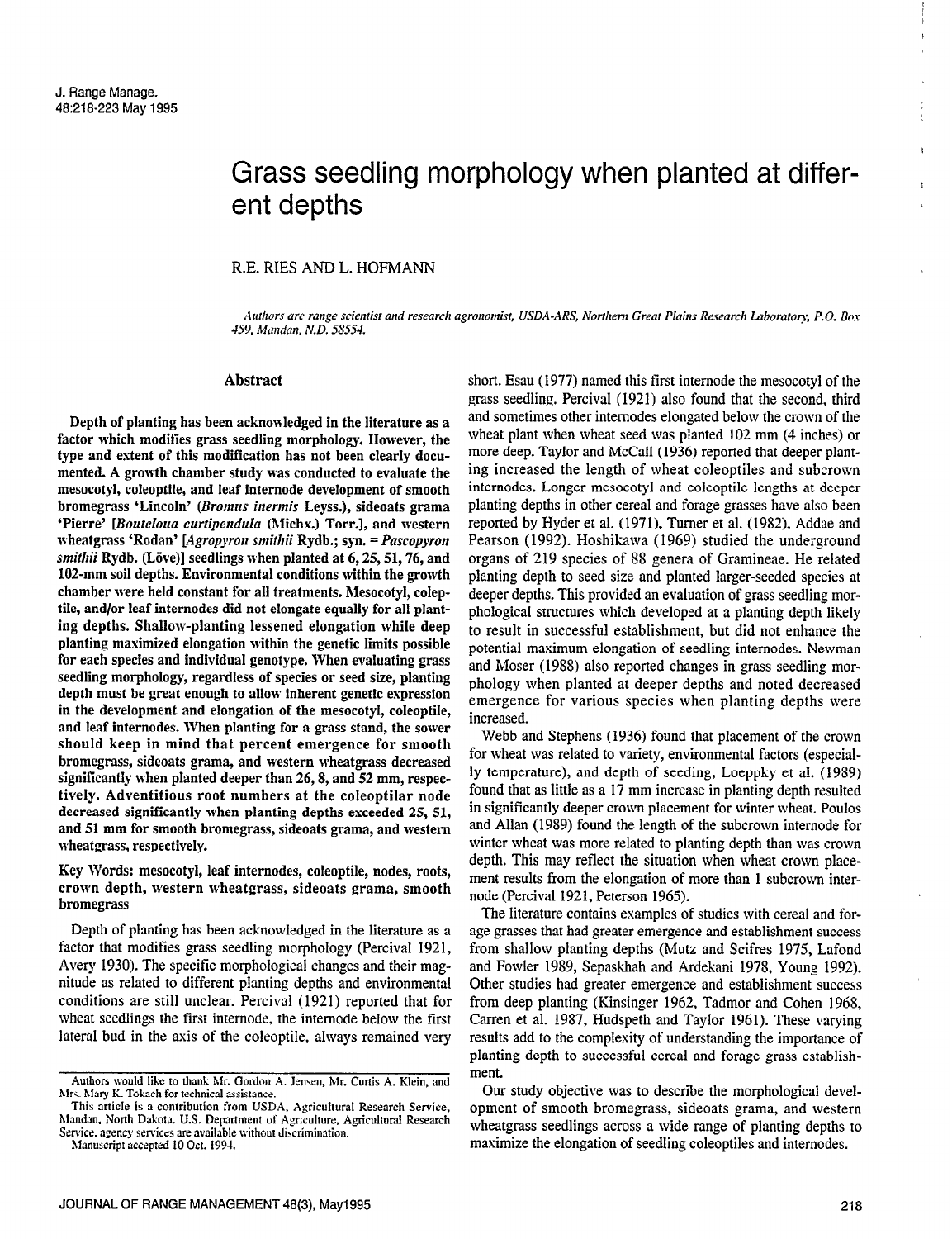# Grass seedling morphology when planted at different depths

R.E. RIES AND L. HOFMANN

*Authors are range scientist and research agronomist, USDA-ARS, Northern Great Plains Research Laboratory, P.O. Box 459, Mandan, N.D. 58554.*

## Abstract

**Depth of planting has been acknowledged in the literature as a factor which modifies grass seedling morphology. However, the type and extent of this modification has not been clearly documented. A growth chamber study was conducted to evaluate the mesocotyl, coleoptile, and leaf internode development of smooth bromegrass 'Lincoln' (*Bromus inermis* Leyss.), sideoats grama 'Pierre' [*Bouteloua curtipendula* (Michx.) Torr.], and western wheatgrass 'Rodan' [*Agropyron smithii* Rydb.; syn. = *Pascopyron smithii* Rydb. (Löve)] seedlings when planted at 6, 25, 51, 76, and 102-mm soil depths. Environmental conditions within the growth chamber were held constant for all treatments. Mesocotyl, coleptile, and/or leaf internodes did not elongate equally for all planting depths. Shallow-planting lessened elongation while deep planting maximized elongation within the genetic limits possible for each species and individual genotype. When evaluating grass seedling morphology, regardless of species or seed size, planting depth must be great enough to allow inherent genetic expression in the development and elongation of the mesocotyl, coleoptile, and leaf internodes. When planting for a grass stand, the sower should keep in mind that percent emergence for smooth bromegrass, sideoats grama, and western wheatgrass decreased significantly when planted deeper than 26, 8, and 52 mm, respectively. Adventitious root numbers at the coleoptilar node decreased significantly when planting depths exceeded 25, 51, and 51 mm for smooth bromegrass, sideoats grama, and western wheatgrass, respectively.**

**Key Words: mesocotyl, leaf internodes, coleoptile, nodes, roots, crown depth, western wheatgrass, sideoats grama, smooth bromegrass**

Depth of planting has been acknowledged in the literature as a factor that modifies grass seedling morphology (Percival 1921, Avery 1930). The specific morphological changes and their magnitude as related to different planting depths and environmental conditions are still unclear. Percival (1921) reported that for wheat seedlings the first internode, the internode below the first lateral bud in the axis of the coleoptile, always remained very short. Esau (1977) named this first internode the mesocotyl of the grass seedling. Percival (1921) also found that the second, third and sometimes other internodes elongated below the crown of the wheat plant when wheat seed was planted 102 mm (4 inches) or more deep. Taylor and McCall (1936) reported that deeper planting increased the length of wheat coleoptiles and subcrown internodes. Longer mesocotyl and coleoptile lengths at deeper planting depths in other cereal and forage grasses have also been reported by Hyder et al. (1971), Turner et al. (1982), Addae and Pearson (1992). Hoshikawa (1969) studied the underground organs of 219 species of 88 genera of Gramineae. He related planting depth to seed size and planted larger-seeded species at deeper depths. This provided an evaluation of grass seedling morphological structures which developed at a planting depth likely to result in successful establishment, but did not enhance the potential maximum elongation of seedling internodes. Newman and Moser (1988) also reported changes in grass seedling morphology when planted at deeper depths and noted decreased emergence for various species when planting depths were increased.

Webb and Stephens (1936) found that placement of the crown for wheat was related to variety, environmental factors (especially temperature), and depth of seeding, Loeppky et al. (1989) found that as little as a 17 mm increase in planting depth resulted in significantly deeper crown placement for winter wheat. Poulos and Allan (1989) found the length of the subcrown internode for winter wheat was more related to planting depth than was crown depth. This may reflect the situation when wheat crown placement results from the elongation of more than 1 subcrown internode (Percival 1921, Peterson 1965).

The literature contains examples of studies with cereal and forage grasses that had greater emergence and establishment success from shallow planting depths (Mutz and Scifres 1975, Lafond and Fowler 1989, Sepaskhah and Ardekani 1978, Young 1992). Other studies had greater emergence and establishment success from deep planting (Kinsinger 1962, Tadmor and Cohen 1968, Carren et al. 1987, Hudspeth and Taylor 1961). These varying results add to the complexity of understanding the importance of planting depth to successful cereal and forage grass establishment.

Our study objective was to describe the morphological development of smooth bromegrass, sideoats grama, and western wheatgrass seedlings across a wide range of planting depths to maximize the elongation of seedling coleoptiles and internodes.

---

Authors would like to thank Mr. Gordon A. Jensen, Mr. Curtis A. Klein, and Mrs. Mary K. Tokach for technical assistance.

This article is a contribution from USDA, Agricultural Research Service, Mandan, North Dakota. U.S. Department of Agriculture, Agricultural Research Service, agency services are available without discrimination.

Manuscript accepted 10 Oct. 1994.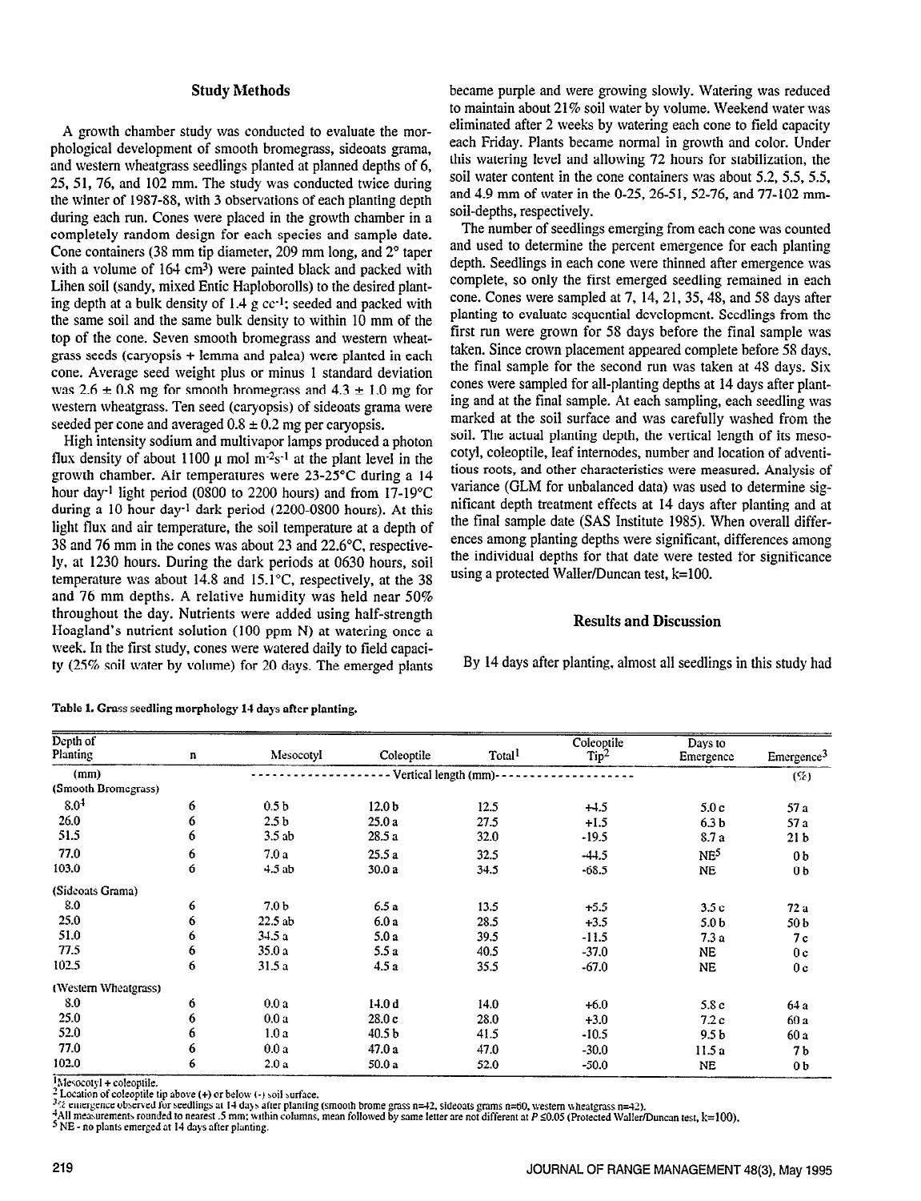## Study Methods

A growth chamber study was conducted to evaluate the morphological development of smooth bromegrass, sideoats grama, and western wheatgrass seedlings planted at planned depths of 6, 25, 51, 76, and 102 mm. The study was conducted twice during the winter of 1987-88, with 3 observations of each planting depth during each run. Cones were placed in the growth chamber in a completely random design for each species and sample date. Cone containers (38 mm tip diameter, 209 mm long, and 2° taper with a volume of 164 $cm^3$) were painted black and packed with Lihen soil (sandy, mixed Entic Haploborolls) to the desired planting depth at a bulk density of 1.4 g $cc^{-1}$; seeded and packed with the same soil and the same bulk density to within 10 mm of the top of the cone. Seven smooth bromegrass and western wheatgrass seeds (caryopsis + lemma and palea) were planted in each cone. Average seed weight plus or minus 1 standard deviation was 2.6 ± 0.8 mg for smooth bromegrass and 4.3 ± 1.0 mg for western wheatgrass. Ten seed (caryopsis) of sideoats grama were seeded per cone and averaged 0.8 ± 0.2 mg per caryopsis.

High intensity sodium and multivapor lamps produced a photon flux density of about 1100 μ mol $m^{-2}s^{-1}$ at the plant level in the growth chamber. Air temperatures were 23-25°C during a 14 hour $day^{-1}$ light period (0800 to 2200 hours) and from 17-19°C during a 10 hour $day^{-1}$ dark period (2200-0800 hours). At this light flux and air temperature, the soil temperature at a depth of 38 and 76 mm in the cones was about 23 and 22.6°C, respectively, at 1230 hours. During the dark periods at 0630 hours, soil temperature was about 14.8 and 15.1°C, respectively, at the 38 and 76 mm depths. A relative humidity was held near 50% throughout the day. Nutrients were added using half-strength Hoagland's nutrient solution (100 ppm N) at watering once a week. In the first study, cones were watered daily to field capacity (25% soil water by volume) for 20 days. The emerged plants became purple and were growing slowly. Watering was reduced to maintain about 21% soil water by volume. Weekend water was eliminated after 2 weeks by watering each cone to field capacity each Friday. Plants became normal in growth and color. Under this watering level and allowing 72 hours for stabilization, the soil water content in the cone containers was about 5.2, 5.5, 5.5, and 4.9 mm of water in the 0-25, 26-51, 52-76, and 77-102 mm-soil-depths, respectively.

The number of seedlings emerging from each cone was counted and used to determine the percent emergence for each planting depth. Seedlings in each cone were thinned after emergence was complete, so only the first emerged seedling remained in each cone. Cones were sampled at 7, 14, 21, 35, 48, and 58 days after planting to evaluate sequential development. Seedlings from the first run were grown for 58 days before the final sample was taken. Since crown placement appeared complete before 58 days, the final sample for the second run was taken at 48 days. Six cones were sampled for all-planting depths at 14 days after planting and at the final sample. At each sampling, each seedling was marked at the soil surface and was carefully washed from the soil. The actual planting depth, the vertical length of its mesocotyl, coleoptile, leaf internodes, number and location of adventitious roots, and other characteristics were measured. Analysis of variance (GLM for unbalanced data) was used to determine significant depth treatment effects at 14 days after planting and at the final sample date (SAS Institute 1985). When overall differences among planting depths were significant, differences among the individual depths for that date were tested for significance using a protected Waller/Duncan test, k=100.

## Results and Discussion

By 14 days after planting, almost all seedlings in this study had

**Table 1. Grass seedling morphology 14 days after planting.**

| Depth of Planting | n | Mesocotyl | Coleoptile | Total[1] | Coleoptile Tip[2] | Days to Emergence | Emergence[3] |
|---|---|---|---|---|---|---|---|
| (mm) | | Vertical length (mm) | | | | | (%) |
| (Smooth Bromegrass) | | | | | | | |
| 8.0[4] | 6 | 0.5 b | 12.0 b | 12.5 | +4.5 | 5.0 c | 57 a |
| 26.0 | 6 | 2.5 b | 25.0 a | 27.5 | +1.5 | 6.3 b | 57 a |
| 51.5 | 6 | 3.5 ab | 28.5 a | 32.0 | -19.5 | 8.7 a | 21 b |
| 77.0 | 6 | 7.0 a | 25.5 a | 32.5 | -44.5 | NE[5] | 0 b |
| 103.0 | 6 | 4.5 ab | 30.0 a | 34.5 | -68.5 | NE | 0 b |
| (Sideoats Grama) | | | | | | | |
| 8.0 | 6 | 7.0 b | 6.5 a | 13.5 | +5.5 | 3.5 c | 72 a |
| 25.0 | 6 | 22.5 ab | 6.0 a | 28.5 | +3.5 | 5.0 b | 50 b |
| 51.0 | 6 | 34.5 a | 5.0 a | 39.5 | -11.5 | 7.3 a | 7 c |
| 77.5 | 6 | 35.0 a | 5.5 a | 40.5 | -37.0 | NE | 0 c |
| 102.5 | 6 | 31.5 a | 4.5 a | 35.5 | -67.0 | NE | 0 c |
| (Western Wheatgrass) | | | | | | | |
| 8.0 | 6 | 0.0 a | 14.0 d | 14.0 | +6.0 | 5.8 c | 64 a |
| 25.0 | 6 | 0.0 a | 28.0 c | 28.0 | +3.0 | 7.2 c | 60 a |
| 52.0 | 6 | 1.0 a | 40.5 b | 41.5 | -10.5 | 9.5 b | 60 a |
| 77.0 | 6 | 0.0 a | 47.0 a | 47.0 | -30.0 | 11.5 a | 7 b |
| 102.0 | 6 | 2.0 a | 50.0 a | 52.0 | -50.0 | NE | 0 b |

[1] Mesocotyl + coleoptile.
[2] Location of coleoptile tip above (+) or below (-) soil surface.
[3] % emergence observed for seedlings at 14 days after planting (smooth brome grass n=42, sideoats grama n=60, western wheatgrass n=42).
[4] All measurements rounded to nearest .5 mm; within columns, mean followed by same letter are not different at $P \leq 0.05$ (Protected Waller/Duncan test, k=100).
[5] NE - no plants emerged at 14 days after planting.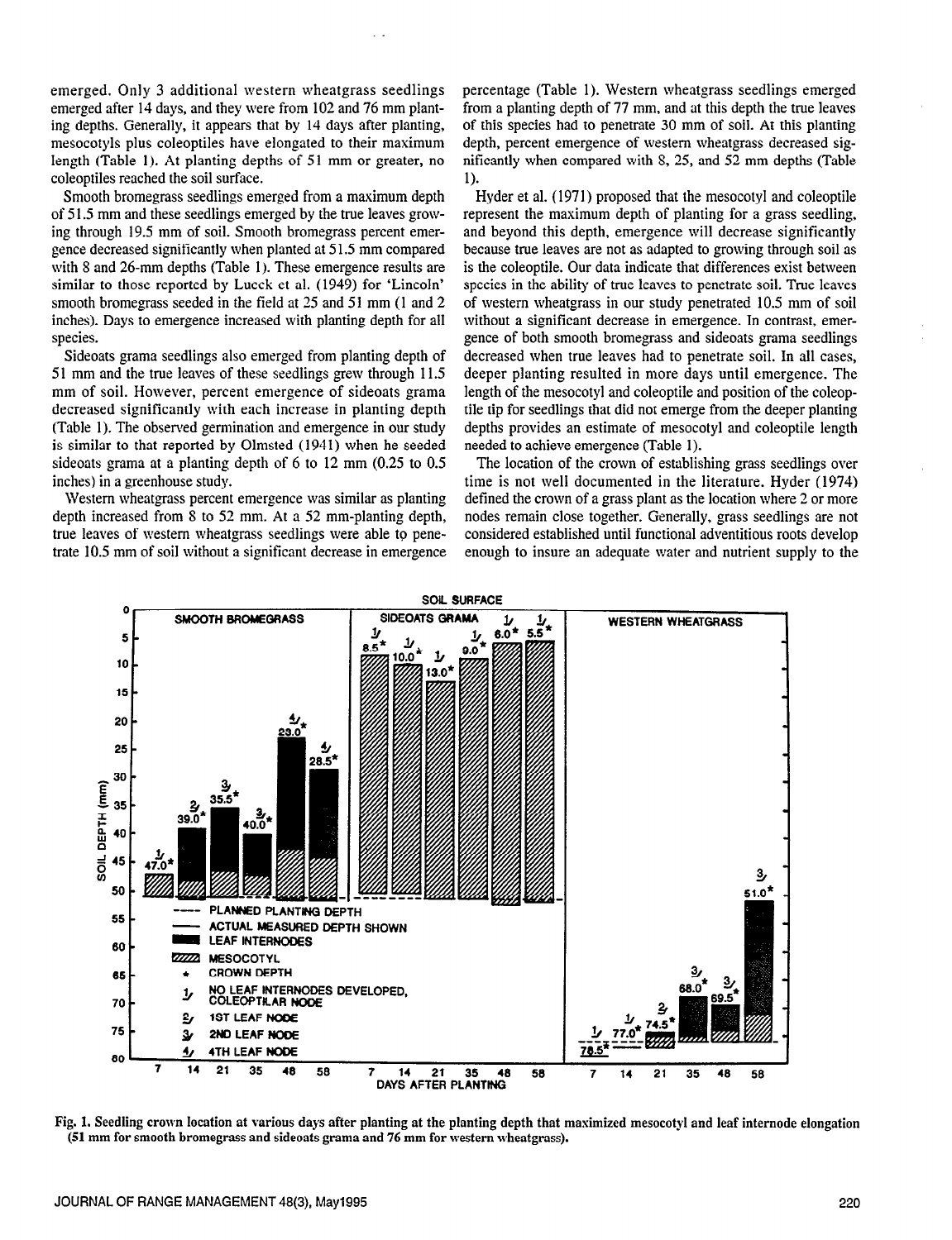emerged. Only 3 additional western wheatgrass seedlings emerged after 14 days, and they were from 102 and 76 mm planting depths. Generally, it appears that by 14 days after planting, mesocotyls plus coleoptiles have elongated to their maximum length (Table 1). At planting depths of 51 mm or greater, no coleoptiles reached the soil surface.

Smooth bromegrass seedlings emerged from a maximum depth of 51.5 mm and these seedlings emerged by the true leaves growing through 19.5 mm of soil. Smooth bromegrass percent emergence decreased significantly when planted at 51.5 mm compared with 8 and 26-mm depths (Table 1). These emergence results are similar to those reported by Lueck et al. (1949) for 'Lincoln' smooth bromegrass seeded in the field at 25 and 51 mm (1 and 2 inches). Days to emergence increased with planting depth for all species.

Sideoats grama seedlings also emerged from planting depth of 51 mm and the true leaves of these seedlings grew through 11.5 mm of soil. However, percent emergence of sideoats grama decreased significantly with each increase in planting depth (Table 1). The observed germination and emergence in our study is similar to that reported by Olmsted (1941) when he seeded sideoats grama at a planting depth of 6 to 12 mm (0.25 to 0.5 inches) in a greenhouse study.

Western wheatgrass percent emergence was similar as planting depth increased from 8 to 52 mm. At a 52 mm-planting depth, true leaves of western wheatgrass seedlings were able to penetrate 10.5 mm of soil without a significant decrease in emergence percentage (Table 1). Western wheatgrass seedlings emerged from a planting depth of 77 mm, and at this depth the true leaves of this species had to penetrate 30 mm of soil. At this planting depth, percent emergence of western wheatgrass decreased significantly when compared with 8, 25, and 52 mm depths (Table 1).

Hyder et al. (1971) proposed that the mesocotyl and coleoptile represent the maximum depth of planting for a grass seedling, and beyond this depth, emergence will decrease significantly because true leaves are not as adapted to growing through soil as is the coleoptile. Our data indicate that differences exist between species in the ability of true leaves to penetrate soil. True leaves of western wheatgrass in our study penetrated 10.5 mm of soil without a significant decrease in emergence. In contrast, emergence of both smooth bromegrass and sideoats grama seedlings decreased when true leaves had to penetrate soil. In all cases, deeper planting resulted in more days until emergence. The length of the mesocotyl and coleoptile and position of the coleoptile tip for seedlings that did not emerge from the deeper planting depths provides an estimate of mesocotyl and coleoptile length needed to achieve emergence (Table 1).

The location of the crown of establishing grass seedlings over time is not well documented in the literature. Hyder (1974) defined the crown of a grass plant as the location where 2 or more nodes remain close together. Generally, grass seedlings are not considered established until functional adventitious roots develop enough to insure an adequate water and nutrient supply to the

Fig. 1. Seedling crown location at various days after planting at the planting depth that maximized mesocotyl and leaf internode elongation (51 mm for smooth bromegrass and sideoats grama and 76 mm for western wheatgrass).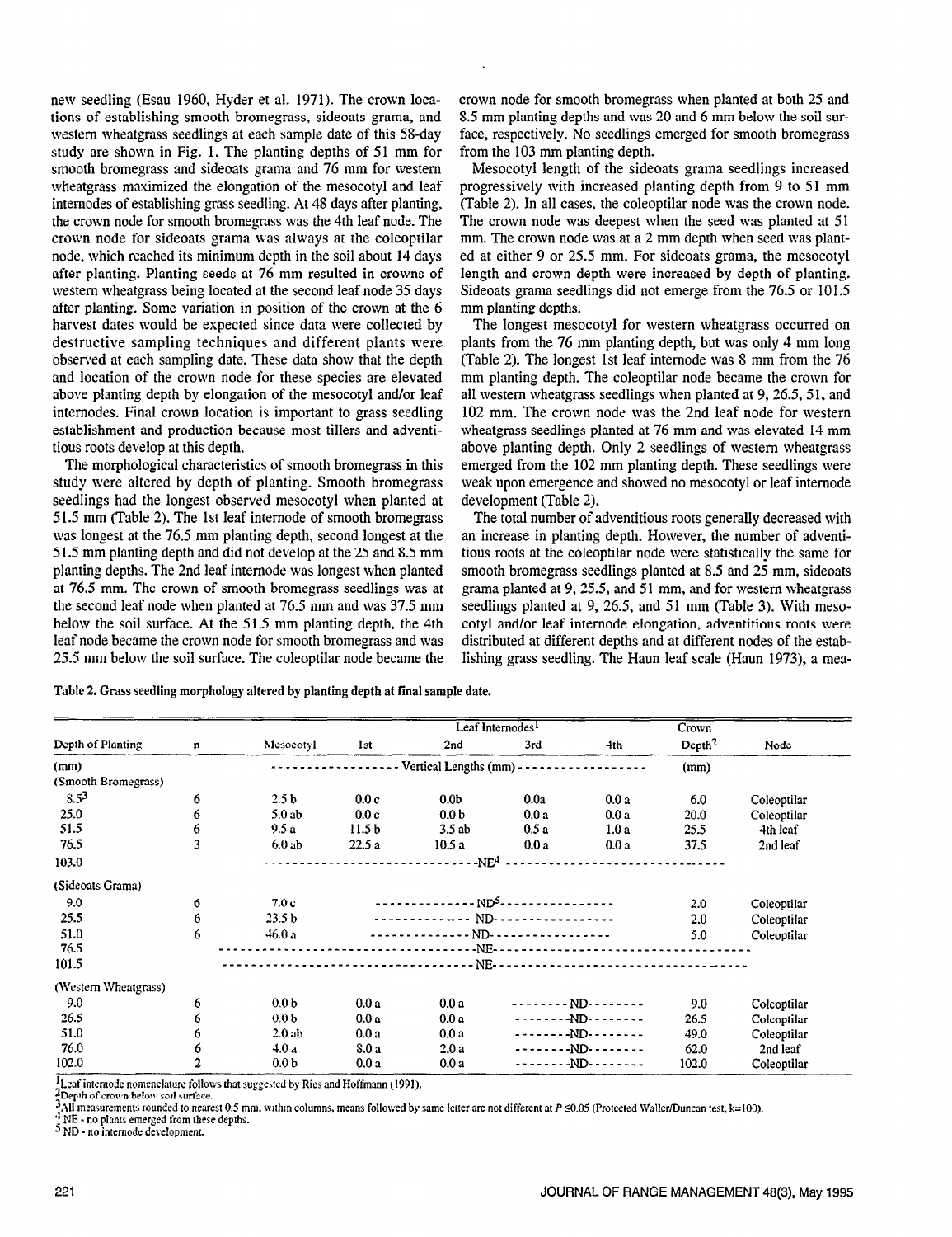new seedling (Esau 1960, Hyder et al. 1971). The crown locations of establishing smooth bromegrass, sideoats grama, and western wheatgrass seedlings at each sample date of this 58-day study are shown in Fig. 1. The planting depths of 51 mm for smooth bromegrass and sideoats grama and 76 mm for western wheatgrass maximized the elongation of the mesocotyl and leaf internodes of establishing grass seedling. At 48 days after planting, the crown node for smooth bromegrass was the 4th leaf node. The crown node for sideoats grama was always at the coleoptilar node, which reached its minimum depth in the soil about 14 days after planting. Planting seeds at 76 mm resulted in crowns of western wheatgrass being located at the second leaf node 35 days after planting. Some variation in position of the crown at the 6 harvest dates would be expected since data were collected by destructive sampling techniques and different plants were observed at each sampling date. These data show that the depth and location of the crown node for these species are elevated above planting depth by elongation of the mesocotyl and/or leaf internodes. Final crown location is important to grass seedling establishment and production because most tillers and adventitious roots develop at this depth.

The morphological characteristics of smooth bromegrass in this study were altered by depth of planting. Smooth bromegrass seedlings had the longest observed mesocotyl when planted at 51.5 mm (Table 2). The 1st leaf internode of smooth bromegrass was longest at the 76.5 mm planting depth, second longest at the 51.5 mm planting depth and did not develop at the 25 and 8.5 mm planting depths. The 2nd leaf internode was longest when planted at 76.5 mm. The crown of smooth bromegrass seedlings was at the second leaf node when planted at 76.5 mm and was 37.5 mm below the soil surface. At the 51.5 mm planting depth, the 4th leaf node became the crown node for smooth bromegrass and was 25.5 mm below the soil surface. The coleoptilar node became the crown node for smooth bromegrass when planted at both 25 and 8.5 mm planting depths and was 20 and 6 mm below the soil surface, respectively. No seedlings emerged for smooth bromegrass from the 103 mm planting depth.

Mesocotyl length of the sideoats grama seedlings increased progressively with increased planting depth from 9 to 51 mm (Table 2). In all cases, the coleoptilar node was the crown node. The crown node was deepest when the seed was planted at 51 mm. The crown node was at a 2 mm depth when seed was planted at either 9 or 25.5 mm. For sideoats grama, the mesocotyl length and crown depth were increased by depth of planting. Sideoats grama seedlings did not emerge from the 76.5 or 101.5 mm planting depths.

The longest mesocotyl for western wheatgrass occurred on plants from the 76 mm planting depth, but was only 4 mm long (Table 2). The longest 1st leaf internode was 8 mm from the 76 mm planting depth. The coleoptilar node became the crown for all western wheatgrass seedlings when planted at 9, 26.5, 51, and 102 mm. The crown node was the 2nd leaf node for western wheatgrass seedlings planted at 76 mm and was elevated 14 mm above planting depth. Only 2 seedlings of western wheatgrass emerged from the 102 mm planting depth. These seedlings were weak upon emergence and showed no mesocotyl or leaf internode development (Table 2).

The total number of adventitious roots generally decreased with an increase in planting depth. However, the number of adventitious roots at the coleoptilar node were statistically the same for smooth bromegrass seedlings planted at 8.5 and 25 mm, sideoats grama planted at 9, 25.5, and 51 mm, and for western wheatgrass seedlings planted at 9, 26.5, and 51 mm (Table 3). With mesocotyl and/or leaf internode elongation, adventitious roots were distributed at different depths and at different nodes of the establishing grass seedling. The Haun leaf scale (Haun 1973), a mea-

**Table 2. Grass seedling morphology altered by planting depth at final sample date.**

| Depth of Planting | n | Mesocotyl | Leaf Internodes[1] 1st | 2nd | 3rd | 4th | Crown Depth[2] | Node |
|---|---|---|---|---|---|---|---|---|
| (mm) | | Vertical Lengths (mm) | | | | | (mm) | |
| (Smooth Bromegrass) | | | | | | | | |
| 8.5[3] | 6 | 2.5 b | 0.0 c | 0.0b | 0.0a | 0.0 a | 6.0 | Coleoptilar |
| 25.0 | 6 | 5.0 ab | 0.0 c | 0.0 b | 0.0 a | 0.0 a | 20.0 | Coleoptilar |
| 51.5 | 6 | 9.5 a | 11.5 b | 3.5 ab | 0.5 a | 1.0 a | 25.5 | 4th leaf |
| 76.5 | 3 | 6.0 ab | 22.5 a | 10.5 a | 0.0 a | 0.0 a | 37.5 | 2nd leaf |
| 103.0 | | NE[4] | | | | | | |
| (Sideoats Grama) | | | | | | | | |
| 9.0 | 6 | 7.0 c | ND[5] | | | | 2.0 | Coleoptilar |
| 25.5 | 6 | 23.5 b | ND | | | | 2.0 | Coleoptilar |
| 51.0 | 6 | 46.0 a | ND | | | | 5.0 | Coleoptilar |
| 76.5 | | NE | | | | | | |
| 101.5 | | NE | | | | | | |
| (Western Wheatgrass) | | | | | | | | |
| 9.0 | 6 | 0.0 b | 0.0 a | 0.0 a | ND | | 9.0 | Coleoptilar |
| 26.5 | 6 | 0.0 b | 0.0 a | 0.0 a | ND | | 26.5 | Coleoptilar |
| 51.0 | 6 | 2.0 ab | 0.0 a | 0.0 a | ND | | 49.0 | Coleoptilar |
| 76.0 | 6 | 4.0 a | 8.0 a | 2.0 a | ND | | 62.0 | 2nd leaf |
| 102.0 | 2 | 0.0 b | 0.0 a | 0.0 a | ND | | 102.0 | Coleoptilar |

[1]Leaf internode nomenclature follows that suggested by Ries and Hoffmann (1991).
[2]Depth of crown below soil surface.
[3]All measurements rounded to nearest 0.5 mm, within columns, means followed by same letter are not different at $P \leq 0.05$ (Protected Waller/Duncan test, k=100).
[4] NE - no plants emerged from these depths.
[5] ND - no internode development.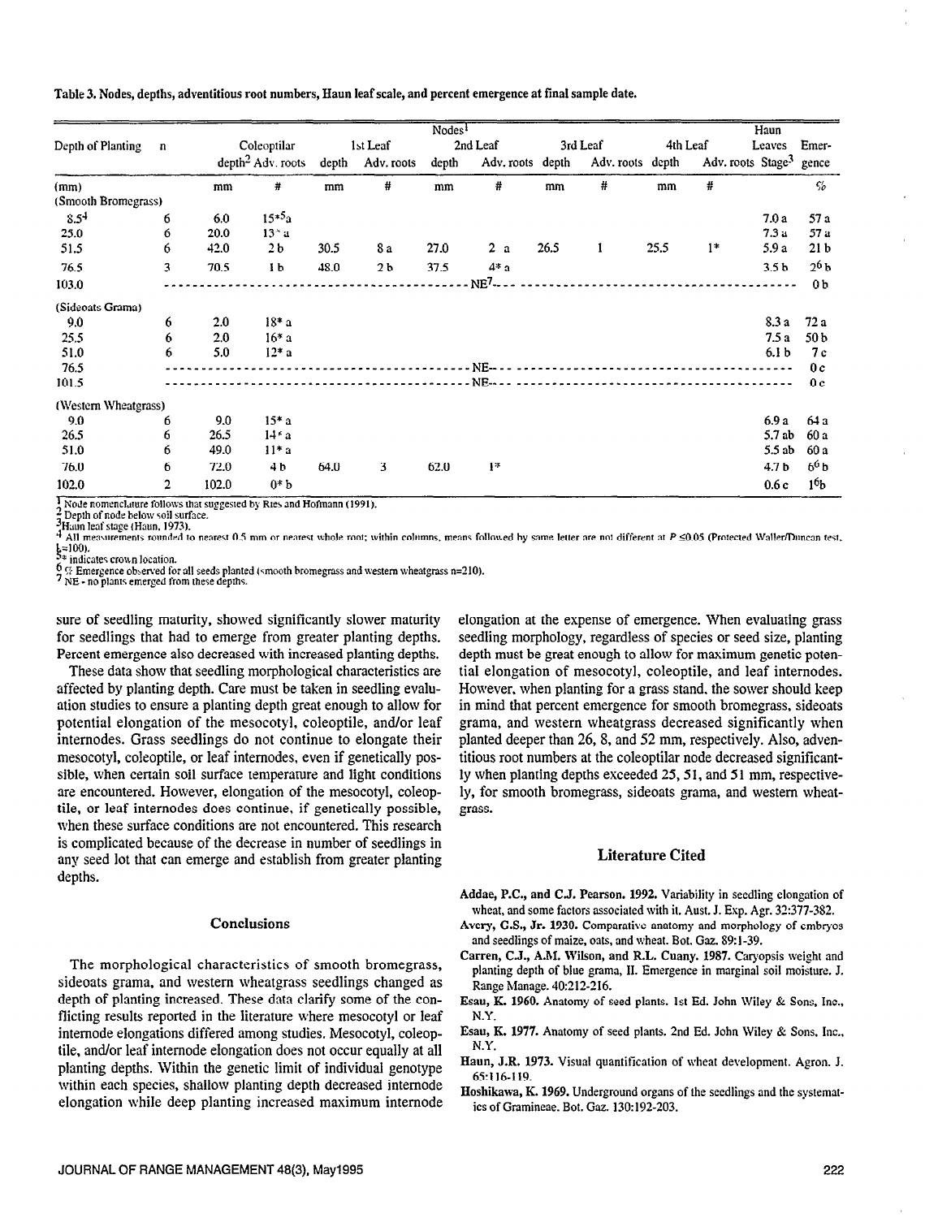Table 3. Nodes, depths, adventitious root numbers, Haun leaf scale, and percent emergence at final sample date.

| Depth of Planting | n | Nodes[1] Coleoptilar depth[2] | Adv. roots | 1st Leaf depth | Adv. roots | 2nd Leaf depth | Adv. roots | 3rd Leaf depth | Adv. roots | 4th Leaf depth | Adv. roots | Haun Leaves Stage[3] | Emergence |
|---|---|---|---|---|---|---|---|---|---|---|---|---|---|
| (mm) | | mm | # | mm | # | mm | # | mm | # | mm | # | | % |
| (Smooth Bromegrass) | | | | | | | | | | | | | |
| 8.5[4] | 6 | 6.0 | 15*[5]a | | | | | | | | | 7.0 a | 57 a |
| 25.0 | 6 | 20.0 | 13* a | | | | | | | | | 7.3 a | 57 a |
| 51.5 | 6 | 42.0 | 2 b | 30.5 | 8 a | 27.0 | 2 a | 26.5 | 1 | 25.5 | 1* | 5.9 a | 21 b |
| 76.5 | 3 | 70.5 | 1 b | 48.0 | 2 b | 37.5 | 4* a | | | | | 3.5 b | 2[6] b |
| 103.0 | | NE[7] | | | | | | | | | | | 0 b |
| (Sideoats Grama) | | | | | | | | | | | | | |
| 9.0 | 6 | 2.0 | 18* a | | | | | | | | | 8.3 a | 72 a |
| 25.5 | 6 | 2.0 | 16* a | | | | | | | | | 7.5 a | 50 b |
| 51.0 | 6 | 5.0 | 12* a | | | | | | | | | 6.1 b | 7 c |
| 76.5 | | NE | | | | | | | | | | | 0 c |
| 101.5 | | NE | | | | | | | | | | | 0 c |
| (Western Wheatgrass) | | | | | | | | | | | | | |
| 9.0 | 6 | 9.0 | 15* a | | | | | | | | | 6.9 a | 64 a |
| 26.5 | 6 | 26.5 | 14* a | | | | | | | | | 5.7 ab | 60 a |
| 51.0 | 6 | 49.0 | 11* a | | | | | | | | | 5.5 ab | 60 a |
| 76.0 | 6 | 72.0 | 4 b | 64.0 | 3 | 62.0 | 1* | | | | | 4.7 b | 6[6] b |
| 102.0 | 2 | 102.0 | 0* b | | | | | | | | | 0.6 c | 1[6] b |

[1] Node nomenclature follows that suggested by Ries and Hofmann (1991).
[2] Depth of node below soil surface.
[3] Haun leaf stage (Haun, 1973).
[4] All measurements rounded to nearest 0.5 mm or nearest whole root; within columns, means followed by same letter are not different at $P \leq 0.05$ (Protected Waller/Duncan test, k=100).
[5] * indicates crown location.
[6] % Emergence observed for all seeds planted (smooth bromegrass and western wheatgrass n=210).
[7] NE - no plants emerged from these depths.

sure of seedling maturity, showed significantly slower maturity for seedlings that had to emerge from greater planting depths. Percent emergence also decreased with increased planting depths.

These data show that seedling morphological characteristics are affected by planting depth. Care must be taken in seedling evaluation studies to ensure a planting depth great enough to allow for potential elongation of the mesocotyl, coleoptile, and/or leaf internodes. Grass seedlings do not continue to elongate their mesocotyl, coleoptile, or leaf internodes, even if genetically possible, when certain soil surface temperature and light conditions are encountered. However, elongation of the mesocotyl, coleoptile, or leaf internodes does continue, if genetically possible, when these surface conditions are not encountered. This research is complicated because of the decrease in number of seedlings in any seed lot that can emerge and establish from greater planting depths.

## Conclusions

The morphological characteristics of smooth bromegrass, sideoats grama, and western wheatgrass seedlings changed as depth of planting increased. These data clarify some of the conflicting results reported in the literature where mesocotyl or leaf internode elongations differed among studies. Mesocotyl, coleoptile, and/or leaf internode elongation does not occur equally at all planting depths. Within the genetic limit of individual genotype within each species, shallow planting depth decreased internode elongation while deep planting increased maximum internode elongation at the expense of emergence. When evaluating grass seedling morphology, regardless of species or seed size, planting depth must be great enough to allow for maximum genetic potential elongation of mesocotyl, coleoptile, and leaf internodes. However, when planting for a grass stand, the sower should keep in mind that percent emergence for smooth bromegrass, sideoats grama, and western wheatgrass decreased significantly when planted deeper than 26, 8, and 52 mm, respectively. Also, adventitious root numbers at the coleoptilar node decreased significantly when planting depths exceeded 25, 51, and 51 mm, respectively, for smooth bromegrass, sideoats grama, and western wheatgrass.

## Literature Cited

**Addae, P.C., and C.J. Pearson. 1992.** Variability in seedling elongation of wheat, and some factors associated with it. Aust. J. Exp. Agr. 32:377-382.

**Avery, G.S., Jr. 1930.** Comparative anatomy and morphology of embryos and seedlings of maize, oats, and wheat. Bot. Gaz. 89:1-39.

**Carren, C.J., A.M. Wilson, and R.L. Cuany. 1987.** Caryopsis weight and planting depth of blue grama, II. Emergence in marginal soil moisture. J. Range Manage. 40:212-216.

**Esau, K. 1960.** Anatomy of seed plants. 1st Ed. John Wiley & Sons, Inc., N.Y.

**Esau, K. 1977.** Anatomy of seed plants. 2nd Ed. John Wiley & Sons, Inc., N.Y.

**Haun, J.R. 1973.** Visual quantification of wheat development. Agron. J. 65:116-119.

**Hoshikawa, K. 1969.** Underground organs of the seedlings and the systematics of Gramineae. Bot. Gaz. 130:192-203.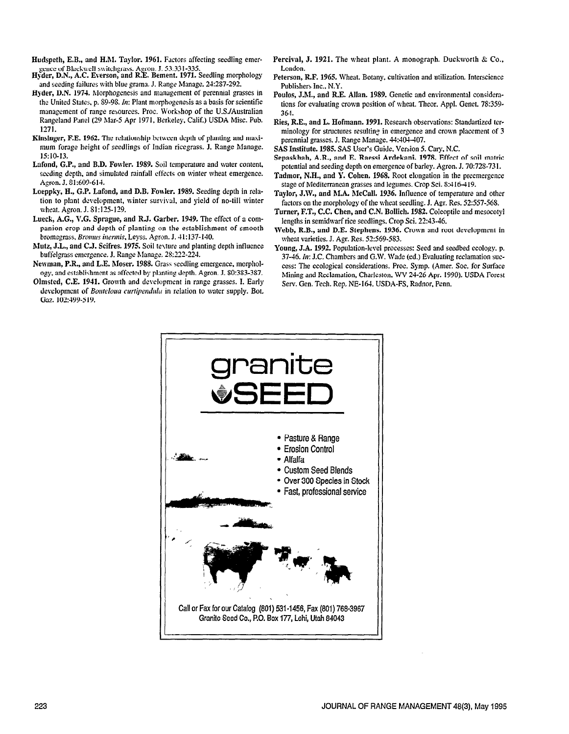**Hudspeth, E.B., and H.M. Taylor. 1961.** Factors affecting seedling emergence of Blackwell switchgrass. Agron. J. 53:331-335.

**Hyder, D.N., A.C. Everson, and R.E. Bement. 1971.** Seedling morphology and seeding failures with blue grama. J. Range Manage. 24:287-292.

**Hyder, D.N. 1974.** Morphogenesis and management of perennial grasses in the United States, p. 89-98. *In*: Plant morphogenesis as a basis for scientific management of range resources. Proc. Workshop of the U.S./Australian Rangeland Panel (29 Mar-5 Apr 1971, Berkeley, Calif.) USDA Misc. Pub. 1271.

**Kinsinger, F.E. 1962.** The relationship between depth of planting and maximum forage height of seedlings of Indian ricegrass. J. Range Manage. 15:10-13.

**Lafond, G.P., and B.D. Fowler. 1989.** Soil temperature and water content, seeding depth, and simulated rainfall effects on winter wheat emergence. Agron. J. 81:609-614.

**Loeppky, H., G.P. Lafond, and D.B. Fowler. 1989.** Seeding depth in relation to plant development, winter survival, and yield of no-till winter wheat. Agron. J. 81:125-129.

**Lueck, A.G., V.G. Sprague, and R.J. Garber. 1949.** The effect of a companion crop and depth of planting on the establishment of smooth bromegrass, *Bromus inermis*, Leyss. Agron. J. 41:137-140.

**Mutz, J.L., and C.J. Scifres. 1975.** Soil texture and planting depth influence buffelgrass emergence. J. Range Manage. 28:222-224.

**Newman, P.R., and L.E. Moser. 1988.** Grass seedling emergence, morphology, and establishment as affected by planting depth. Agron. J. 80:383-387.

**Olmsted, C.E. 1941.** Growth and development in range grasses. I. Early development of *Bouteloua curtipendula* in relation to water supply. Bot. Gaz. 102:499-519.

**Percival, J. 1921.** The wheat plant. A monograph. Duckworth & Co., London.

**Peterson, R.F. 1965.** Wheat. Botany, cultivation and utilization. Interscience Publishers Inc., N.Y.

**Poulos, J.M., and R.E. Allan. 1989.** Genetic and environmental considerations for evaluating crown position of wheat. Theor. Appl. Genet. 78:359-364.

**Ries, R.E., and L. Hofmann. 1991.** Research observations: Standardized terminology for structures resulting in emergence and crown placement of 3 perennial grasses. J. Range Manage. 44:404-407.

**SAS Institute. 1985.** SAS User's Guide, Version 5. Cary, N.C.

**Sepaskhah, A.R., and E. Raessi Ardekani. 1978.** Effect of soil matric potential and seeding depth on emergence of barley. Agron. J. 70:728-731.

**Tadmor, N.H., and Y. Cohen. 1968.** Root elongation in the preemergence stage of Mediterranean grasses and legumes. Crop Sci. 8:416-419.

**Taylor, J.W., and M.A. McCall. 1936.** Influence of temperature and other factors on the morphology of the wheat seedling. J. Agr. Res. 52:557-568.

**Turner, F.T., C.C. Chen, and C.N. Bollich. 1982.** Coleoptile and mesocotyl lengths in semidwarf rice seedlings. Crop Sci. 22:43-46.

**Webb, R.B., and D.E. Stephens. 1936.** Crown and root development in wheat varieties. J. Agr. Res. 52:569-583.

**Young, J.A. 1992.** Population-level processes: Seed and seedbed ecology. p. 37-46. *In*: J.C. Chambers and G.W. Wade (ed.) Evaluating reclamation success: The ecological considerations. Proc. Symp. (Amer. Soc. for Surface Mining and Reclamation, Charleston, WV 24-26 Apr. 1990). USDA Forest Serv. Gen. Tech. Rep. NE-164. USDA-FS, Radnor, Penn.

granite SEED

- Pasture & Range
- Erosion Control
- Alfalfa
- Custom Seed Blends
- Over 300 Species in Stock
- Fast, professional service

Call or Fax for our Catalog (801) 531-1456, Fax (801) 768-3967
Granite Seed Co., P.O. Box 177, Lehi, Utah 84043